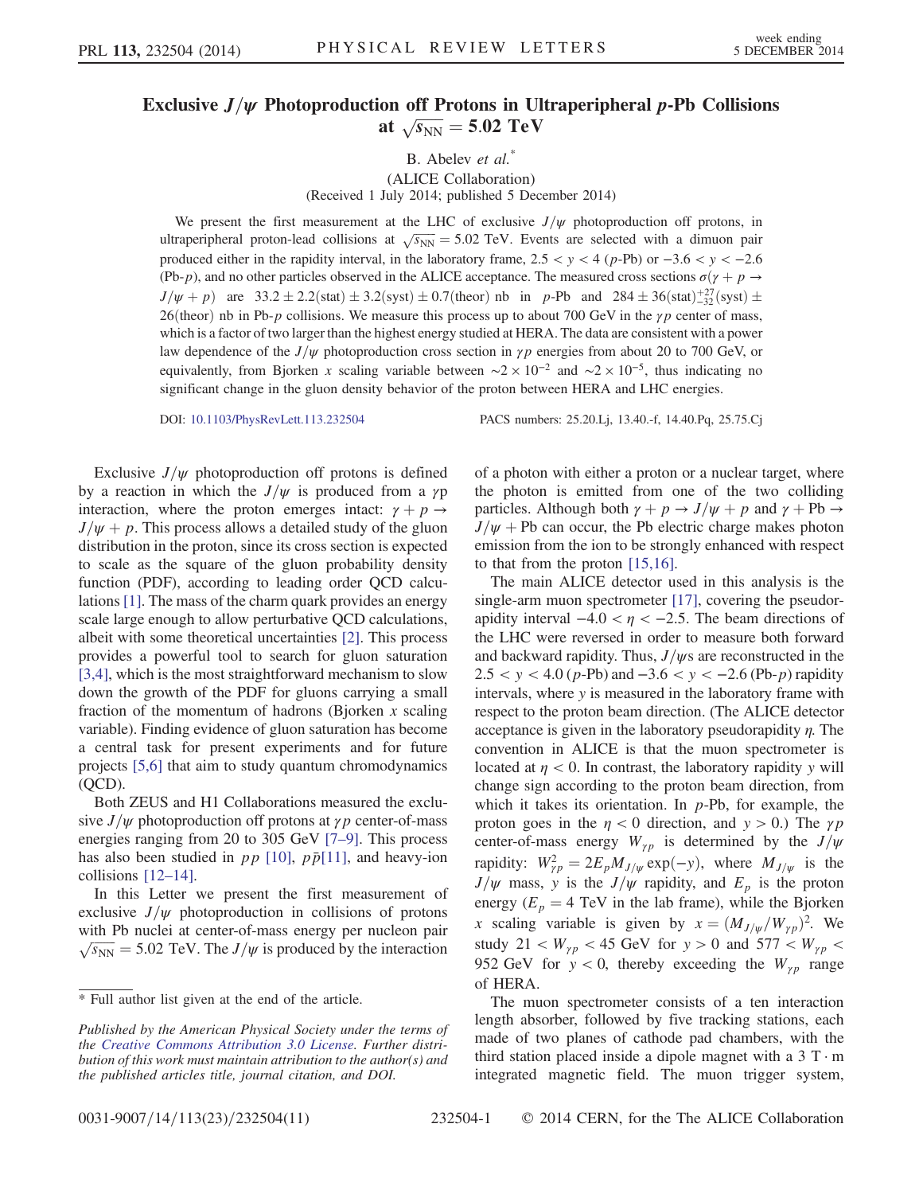# Exclusive $J/\psi$ Photoproduction off Protons in Ultraperipheral $p$-Pb Collisions at $\sqrt{s_{\rm NN}} = 5.02$ TeV

B. Abelev *et al.**

(ALICE Collaboration)

(Received 1 July 2014; published 5 December 2014)

We present the first measurement at the LHC of exclusive $J/\psi$ photoproduction off protons, in ultraperipheral proton-lead collisions at $\sqrt{s_{\rm NN}} = 5.02$ TeV. Events are selected with a dimuon pair produced either in the rapidity interval, in the laboratory frame, $2.5 < y < 4$ ($p$-Pb) or $-3.6 < y < -2.6$ (Pb-$p$), and no other particles observed in the ALICE acceptance. The measured cross sections $\sigma(\gamma + p \rightarrow J/\psi + p)$ are $33.2 \pm 2.2(\text{stat}) \pm 3.2(\text{syst}) \pm 0.7(\text{theor})$ nb in $p$-Pb and $284 \pm 36(\text{stat})^{+27}_{-32}(\text{syst}) \pm 26(\text{theor})$ nb in Pb-$p$ collisions. We measure this process up to about 700 GeV in the $\gamma p$ center of mass, which is a factor of two larger than the highest energy studied at HERA. The data are consistent with a power law dependence of the $J/\psi$ photoproduction cross section in $\gamma p$ energies from about 20 to 700 GeV, or equivalently, from Bjorken $x$ scaling variable between $\sim 2 \times 10^{-2}$ and $\sim 2 \times 10^{-5}$, thus indicating no significant change in the gluon density behavior of the proton between HERA and LHC energies.

DOI: 10.1103/PhysRevLett.113.232504 PACS numbers: 25.20.Lj, 13.40.-f, 14.40.Pq, 25.75.Cj

Exclusive $J/\psi$ photoproduction off protons is defined by a reaction in which the $J/\psi$ is produced from a $\gamma$p interaction, where the proton emerges intact: $\gamma + p \rightarrow J/\psi + p$. This process allows a detailed study of the gluon distribution in the proton, since its cross section is expected to scale as the square of the gluon probability density function (PDF), according to leading order QCD calculations [1]. The mass of the charm quark provides an energy scale large enough to allow perturbative QCD calculations, albeit with some theoretical uncertainties [2]. This process provides a powerful tool to search for gluon saturation [3,4], which is the most straightforward mechanism to slow down the growth of the PDF for gluons carrying a small fraction of the momentum of hadrons (Bjorken $x$ scaling variable). Finding evidence of gluon saturation has become a central task for present experiments and for future projects [5,6] that aim to study quantum chromodynamics (QCD).

Both ZEUS and H1 Collaborations measured the exclusive $J/\psi$ photoproduction off protons at $\gamma p$ center-of-mass energies ranging from 20 to 305 GeV [7–9]. This process has also been studied in $pp$ [10], $p\bar{p}$[11], and heavy-ion collisions [12–14].

In this Letter we present the first measurement of exclusive $J/\psi$ photoproduction in collisions of protons with Pb nuclei at center-of-mass energy per nucleon pair $\sqrt{s_{\rm NN}} = 5.02$ TeV. The $J/\psi$ is produced by the interaction of a photon with either a proton or a nuclear target, where the photon is emitted from one of the two colliding particles. Although both $\gamma + p \rightarrow J/\psi + p$ and $\gamma + \text{Pb} \rightarrow J/\psi + \text{Pb}$ can occur, the Pb electric charge makes photon emission from the ion to be strongly enhanced with respect to that from the proton [15,16].

The main ALICE detector used in this analysis is the single-arm muon spectrometer [17], covering the pseudorapidity interval $-4.0 < \eta < -2.5$. The beam directions of the LHC were reversed in order to measure both forward and backward rapidity. Thus, $J/\psi$s are reconstructed in the $2.5 < y < 4.0$ ($p$-Pb) and $-3.6 < y < -2.6$ (Pb-$p$) rapidity intervals, where $y$ is measured in the laboratory frame with respect to the proton beam direction. (The ALICE detector acceptance is given in the laboratory pseudorapidity $\eta$. The convention in ALICE is that the muon spectrometer is located at $\eta < 0$. In contrast, the laboratory rapidity $y$ will change sign according to the proton beam direction, from which it takes its orientation. In $p$-Pb, for example, the proton goes in the $\eta < 0$ direction, and $y > 0$.) The $\gamma p$ center-of-mass energy $W_{\gamma p}$ is determined by the $J/\psi$ rapidity: $W^2_{\gamma p} = 2E_p M_{J/\psi} \exp(-y)$, where $M_{J/\psi}$ is the $J/\psi$ mass, $y$ is the $J/\psi$ rapidity, and $E_p$ is the proton energy ($E_p = 4$ TeV in the lab frame), while the Bjorken $x$ scaling variable is given by $x = (M_{J/\psi}/W_{\gamma p})^2$. We study $21 < W_{\gamma p} < 45$ GeV for $y > 0$ and $577 < W_{\gamma p} < 952$ GeV for $y < 0$, thereby exceeding the $W_{\gamma p}$ range of HERA.

The muon spectrometer consists of a ten interaction length absorber, followed by five tracking stations, each made of two planes of cathode pad chambers, with the third station placed inside a dipole magnet with a 3 T·m integrated magnetic field. The muon trigger system,

* Full author list given at the end of the article.

*Published by the American Physical Society under the terms of the Creative Commons Attribution 3.0 License. Further distribution of this work must maintain attribution to the author(s) and the published articles title, journal citation, and DOI.*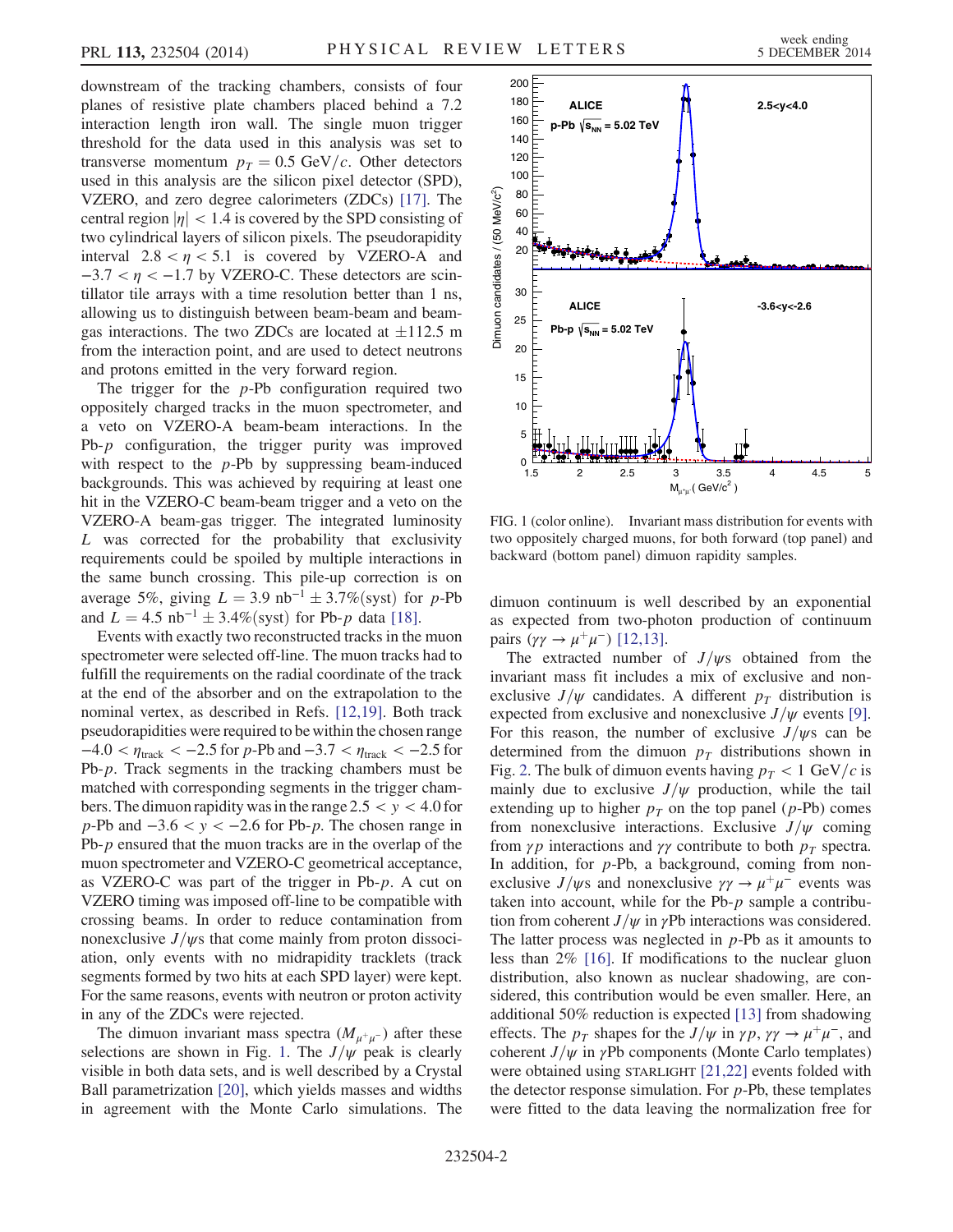downstream of the tracking chambers, consists of four planes of resistive plate chambers placed behind a 7.2 interaction length iron wall. The single muon trigger threshold for the data used in this analysis was set to transverse momentum $p_T = 0.5$ GeV/$c$. Other detectors used in this analysis are the silicon pixel detector (SPD), VZERO, and zero degree calorimeters (ZDCs) [17]. The central region $|\eta| < 1.4$ is covered by the SPD consisting of two cylindrical layers of silicon pixels. The pseudorapidity interval $2.8 < \eta < 5.1$ is covered by VZERO-A and $-3.7 < \eta < -1.7$ by VZERO-C. These detectors are scintillator tile arrays with a time resolution better than 1 ns, allowing us to distinguish between beam-beam and beam-gas interactions. The two ZDCs are located at $\pm 112.5$ m from the interaction point, and are used to detect neutrons and protons emitted in the very forward region.

The trigger for the $p$-Pb configuration required two oppositely charged tracks in the muon spectrometer, and a veto on VZERO-A beam-beam interactions. In the Pb-$p$ configuration, the trigger purity was improved with respect to the $p$-Pb by suppressing beam-induced backgrounds. This was achieved by requiring at least one hit in the VZERO-C beam-beam trigger and a veto on the VZERO-A beam-gas trigger. The integrated luminosity $L$ was corrected for the probability that exclusivity requirements could be spoiled by multiple interactions in the same bunch crossing. This pile-up correction is on average 5%, giving $L = 3.9$ nb$^{-1} \pm 3.7\%$(syst) for $p$-Pb and $L = 4.5$ nb$^{-1} \pm 3.4\%$(syst) for Pb-$p$ data [18].

Events with exactly two reconstructed tracks in the muon spectrometer were selected off-line. The muon tracks had to fulfill the requirements on the radial coordinate of the track at the end of the absorber and on the extrapolation to the nominal vertex, as described in Refs. [12,19]. Both track pseudorapidities were required to be within the chosen range $-4.0 < \eta_{\rm track} < -2.5$ for $p$-Pb and $-3.7 < \eta_{\rm track} < -2.5$ for Pb-$p$. Track segments in the tracking chambers must be matched with corresponding segments in the trigger chambers. The dimuon rapidity was in the range $2.5 < y < 4.0$ for $p$-Pb and $-3.6 < y < -2.6$ for Pb-$p$. The chosen range in Pb-$p$ ensured that the muon tracks are in the overlap of the muon spectrometer and VZERO-C geometrical acceptance, as VZERO-C was part of the trigger in Pb-$p$. A cut on VZERO timing was imposed off-line to be compatible with crossing beams. In order to reduce contamination from nonexclusive $J/\psi$s that come mainly from proton dissociation, only events with no midrapidity tracklets (track segments formed by two hits at each SPD layer) were kept. For the same reasons, events with neutron or proton activity in any of the ZDCs were rejected.

The dimuon invariant mass spectra ($M_{\mu^+\mu^-}$) after these selections are shown in Fig. 1. The $J/\psi$ peak is clearly visible in both data sets, and is well described by a Crystal Ball parametrization [20], which yields masses and widths in agreement with the Monte Carlo simulations. The dimuon continuum is well described by an exponential as expected from two-photon production of continuum pairs ($\gamma\gamma \to \mu^+\mu^-$) [12,13].

FIG. 1 (color online). Invariant mass distribution for events with two oppositely charged muons, for both forward (top panel) and backward (bottom panel) dimuon rapidity samples.

The extracted number of $J/\psi$s obtained from the invariant mass fit includes a mix of exclusive and nonexclusive $J/\psi$ candidates. A different $p_T$ distribution is expected from exclusive and nonexclusive $J/\psi$ events [9]. For this reason, the number of exclusive $J/\psi$s can be determined from the dimuon $p_T$ distributions shown in Fig. 2. The bulk of dimuon events having $p_T < 1$ GeV/$c$ is mainly due to exclusive $J/\psi$ production, while the tail extending up to higher $p_T$ on the top panel ($p$-Pb) comes from nonexclusive interactions. Exclusive $J/\psi$ coming from $\gamma p$ interactions and $\gamma\gamma$ contribute to both $p_T$ spectra. In addition, for $p$-Pb, a background, coming from nonexclusive $J/\psi$s and nonexclusive $\gamma\gamma \to \mu^+\mu^-$ events was taken into account, while for the Pb-$p$ sample a contribution from coherent $J/\psi$ in $\gamma$Pb interactions was considered. The latter process was neglected in $p$-Pb as it amounts to less than 2% [16]. If modifications to the nuclear gluon distribution, also known as nuclear shadowing, are considered, this contribution would be even smaller. Here, an additional 50% reduction is expected [13] from shadowing effects. The $p_T$ shapes for the $J/\psi$ in $\gamma p$, $\gamma\gamma \to \mu^+\mu^-$, and coherent $J/\psi$ in $\gamma$Pb components (Monte Carlo templates) were obtained using STARLIGHT [21,22] events folded with the detector response simulation. For $p$-Pb, these templates were fitted to the data leaving the normalization free for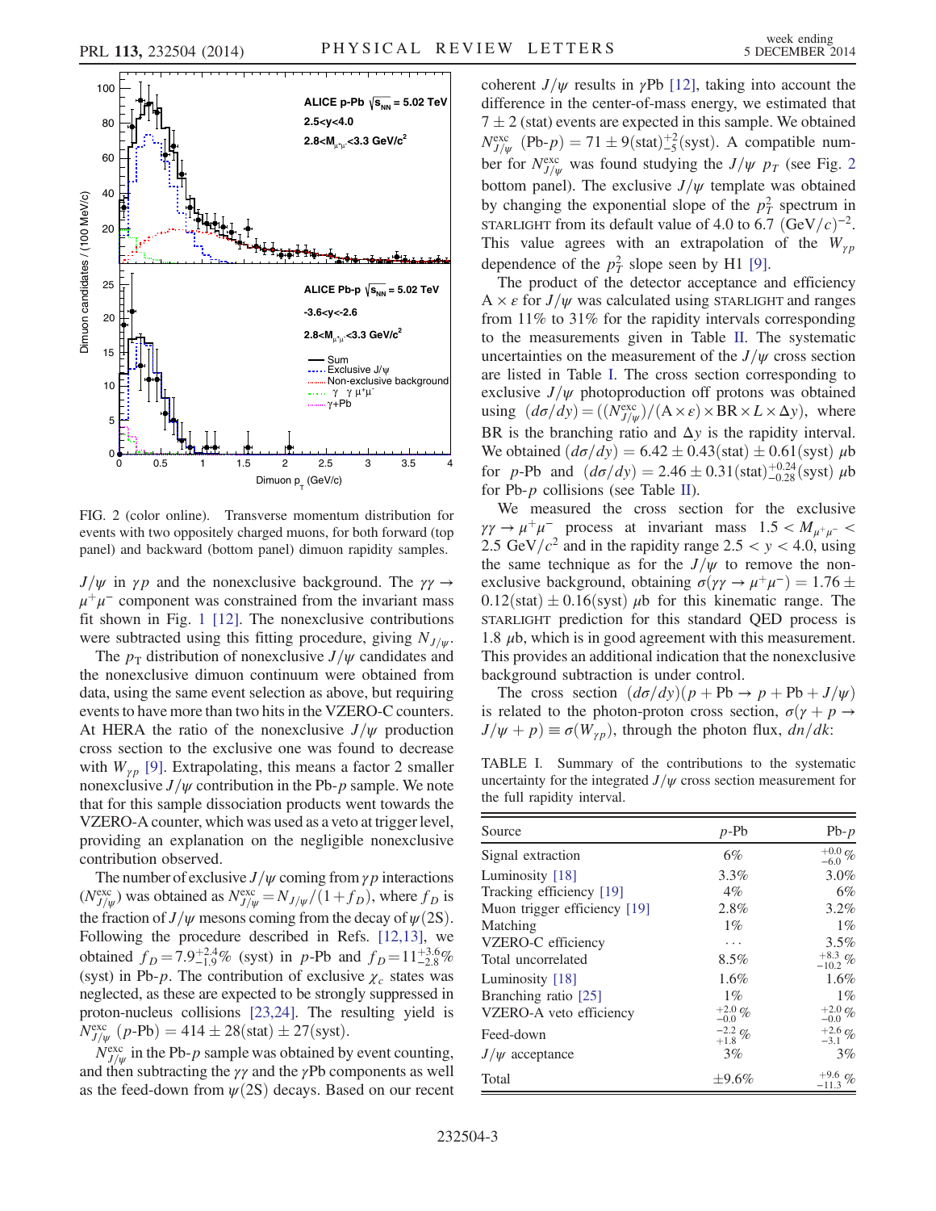FIG. 2 (color online). Transverse momentum distribution for events with two oppositely charged muons, for both forward (top panel) and backward (bottom panel) dimuon rapidity samples.

$J/\psi$ in $\gamma p$ and the nonexclusive background. The $\gamma\gamma \to \mu^+\mu^-$ component was constrained from the invariant mass fit shown in Fig. 1 [12]. The nonexclusive contributions were subtracted using this fitting procedure, giving $N_{J/\psi}$.

The $p_T$ distribution of nonexclusive $J/\psi$ candidates and the nonexclusive dimuon continuum were obtained from data, using the same event selection as above, but requiring events to have more than two hits in the VZERO-C counters. At HERA the ratio of the nonexclusive $J/\psi$ production cross section to the exclusive one was found to decrease with $W_{\gamma p}$ [9]. Extrapolating, this means a factor 2 smaller nonexclusive $J/\psi$ contribution in the Pb-$p$ sample. We note that for this sample dissociation products went towards the VZERO-A counter, which was used as a veto at trigger level, providing an explanation on the negligible nonexclusive contribution observed.

The number of exclusive $J/\psi$ coming from $\gamma p$ interactions ($N^{\mathrm{exc}}_{J/\psi}$) was obtained as $N^{\mathrm{exc}}_{J/\psi} = N_{J/\psi}/(1+f_D)$, where $f_D$ is the fraction of $J/\psi$ mesons coming from the decay of $\psi(2S)$. Following the procedure described in Refs. [12,13], we obtained $f_D = 7.9^{+2.4}_{-1.9}\%$ (syst) in $p$-Pb and $f_D = 11^{+3.6}_{-2.8}\%$ (syst) in Pb-$p$. The contribution of exclusive $\chi_c$ states was neglected, as these are expected to be strongly suppressed in proton-nucleus collisions [23,24]. The resulting yield is $N^{\mathrm{exc}}_{J/\psi}$ ($p$-Pb) $= 414 \pm 28(\mathrm{stat}) \pm 27(\mathrm{syst})$.

$N^{\mathrm{exc}}_{J/\psi}$ in the Pb-$p$ sample was obtained by event counting, and then subtracting the $\gamma\gamma$ and the $\gamma$Pb components as well as the feed-down from $\psi(2S)$ decays. Based on our recent coherent $J/\psi$ results in $\gamma$Pb [12], taking into account the difference in the center-of-mass energy, we estimated that $7 \pm 2$ (stat) events are expected in this sample. We obtained $N^{\mathrm{exc}}_{J/\psi}$ (Pb-$p$) $= 71 \pm 9(\mathrm{stat})^{+2}_{-5}(\mathrm{syst})$. A compatible number for $N^{\mathrm{exc}}_{J/\psi}$ was found studying the $J/\psi$ $p_T$ (see Fig. 2 bottom panel). The exclusive $J/\psi$ template was obtained by changing the exponential slope of the $p_T^2$ spectrum in STARLIGHT from its default value of 4.0 to 6.7 $(\mathrm{GeV}/c)^{-2}$. This value agrees with an extrapolation of the $W_{\gamma p}$ dependence of the $p_T^2$ slope seen by H1 [9].

The product of the detector acceptance and efficiency $\mathrm{A} \times \varepsilon$ for $J/\psi$ was calculated using STARLIGHT and ranges from 11% to 31% for the rapidity intervals corresponding to the measurements given in Table II. The systematic uncertainties on the measurement of the $J/\psi$ cross section are listed in Table I. The cross section corresponding to exclusive $J/\psi$ photoproduction off protons was obtained using $(d\sigma/dy) = ((N^{\mathrm{exc}}_{J/\psi})/(\mathrm{A}\times\varepsilon) \times \mathrm{BR} \times L \times \Delta y)$, where BR is the branching ratio and $\Delta y$ is the rapidity interval. We obtained $(d\sigma/dy) = 6.42 \pm 0.43(\mathrm{stat}) \pm 0.61(\mathrm{syst})$ $\mu$b for $p$-Pb and $(d\sigma/dy) = 2.46 \pm 0.31(\mathrm{stat})^{+0.24}_{-0.28}(\mathrm{syst})$ $\mu$b for Pb-$p$ collisions (see Table II).

We measured the cross section for the exclusive $\gamma\gamma \to \mu^+\mu^-$ process at invariant mass $1.5 < M_{\mu^+\mu^-} < 2.5$ GeV$/c^2$ and in the rapidity range $2.5 < y < 4.0$, using the same technique as for the $J/\psi$ to remove the nonexclusive background, obtaining $\sigma(\gamma\gamma \to \mu^+\mu^-) = 1.76 \pm 0.12(\mathrm{stat}) \pm 0.16(\mathrm{syst})$ $\mu$b for this kinematic range. The STARLIGHT prediction for this standard QED process is 1.8 $\mu$b, which is in good agreement with this measurement. This provides an additional indication that the nonexclusive background subtraction is under control.

The cross section $(d\sigma/dy)(p + \mathrm{Pb} \to p + \mathrm{Pb} + J/\psi)$ is related to the photon-proton cross section, $\sigma(\gamma + p \to J/\psi + p) \equiv \sigma(W_{\gamma p})$, through the photon flux, $dn/dk$:

TABLE I. Summary of the contributions to the systematic uncertainty for the integrated $J/\psi$ cross section measurement for the full rapidity interval.

| Source | $p$-Pb | Pb-$p$ |
|---|---|---|
| Signal extraction | 6% | $^{+0.0}_{-6.0}$ % |
| Luminosity [18] | 3.3% | 3.0% |
| Tracking efficiency [19] | 4% | 6% |
| Muon trigger efficiency [19] | 2.8% | 3.2% |
| Matching | 1% | 1% |
| VZERO-C efficiency | ... | 3.5% |
| Total uncorrelated | 8.5% | $^{+8.3}_{-10.2}$ % |
| Luminosity [18] | 1.6% | 1.6% |
| Branching ratio [25] | 1% | 1% |
| VZERO-A veto efficiency | $^{+2.0}_{-0.0}$ % | $^{+2.0}_{-0.0}$ % |
| Feed-down | $^{-2.2}_{+1.8}$ % | $^{+2.6}_{-3.1}$ % |
| $J/\psi$ acceptance | 3% | 3% |
| Total | $\pm$9.6% | $^{+9.6}_{-11.3}$ % |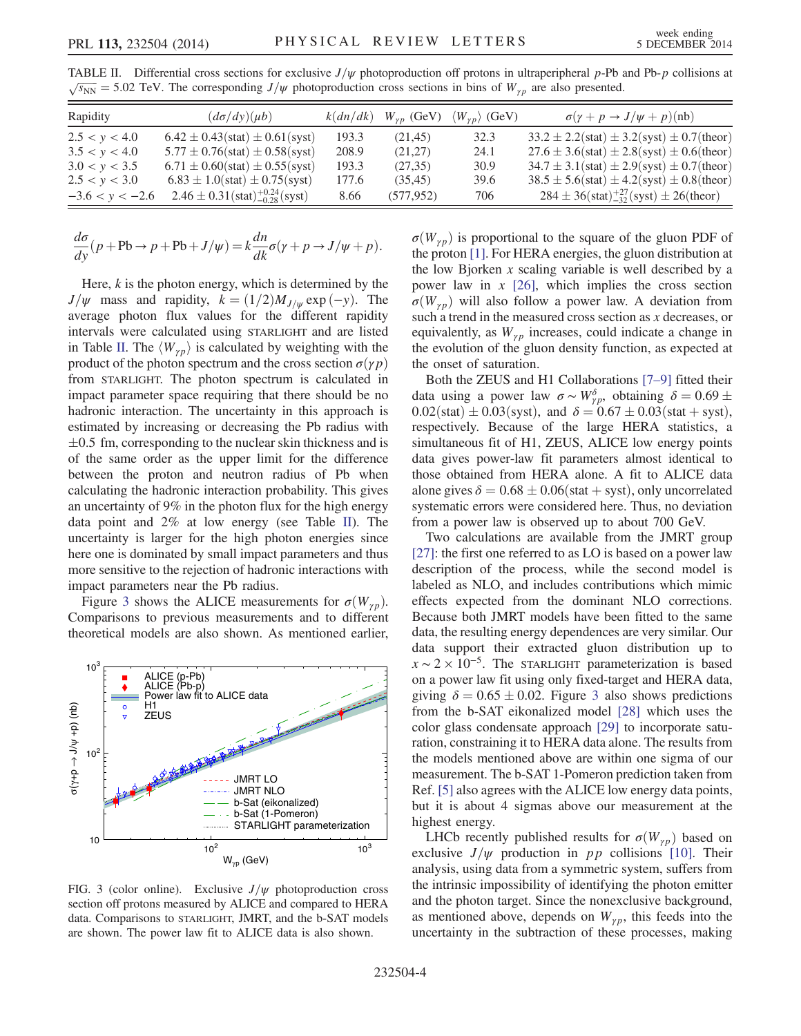TABLE II. Differential cross sections for exclusive $J/\psi$ photoproduction off protons in ultraperipheral $p$-Pb and Pb-$p$ collisions at $\sqrt{s_{NN}} = 5.02$ TeV. The corresponding $J/\psi$ photoproduction cross sections in bins of $W_{\gamma p}$ are also presented.

| Rapidity | $(d\sigma/dy)(\mu b)$ | $k(dn/dk)$ | $W_{\gamma p}$ (GeV) | $\langle W_{\gamma p}\rangle$ (GeV) | $\sigma(\gamma + p \to J/\psi + p)$(nb) |
|---|---|---|---|---|---|
| $2.5 < y < 4.0$ | $6.42 \pm 0.43(\mathrm{stat}) \pm 0.61(\mathrm{syst})$ | 193.3 | (21,45) | 32.3 | $33.2 \pm 2.2(\mathrm{stat}) \pm 3.2(\mathrm{syst}) \pm 0.7(\mathrm{theor})$ |
| $3.5 < y < 4.0$ | $5.77 \pm 0.76(\mathrm{stat}) \pm 0.58(\mathrm{syst})$ | 208.9 | (21,27) | 24.1 | $27.6 \pm 3.6(\mathrm{stat}) \pm 2.8(\mathrm{syst}) \pm 0.6(\mathrm{theor})$ |
| $3.0 < y < 3.5$ | $6.71 \pm 0.60(\mathrm{stat}) \pm 0.55(\mathrm{syst})$ | 193.3 | (27,35) | 30.9 | $34.7 \pm 3.1(\mathrm{stat}) \pm 2.9(\mathrm{syst}) \pm 0.7(\mathrm{theor})$ |
| $2.5 < y < 3.0$ | $6.83 \pm 1.0(\mathrm{stat}) \pm 0.75(\mathrm{syst})$ | 177.6 | (35,45) | 39.6 | $38.5 \pm 5.6(\mathrm{stat}) \pm 4.2(\mathrm{syst}) \pm 0.8(\mathrm{theor})$ |
| $-3.6 < y < -2.6$ | $2.46 \pm 0.31(\mathrm{stat})^{+0.24}_{-0.28}(\mathrm{syst})$ | 8.66 | (577,952) | 706 | $284 \pm 36(\mathrm{stat})^{+27}_{-32}(\mathrm{syst}) \pm 26(\mathrm{theor})$ |

$$\frac{d\sigma}{dy}(p + \mathrm{Pb} \to p + \mathrm{Pb} + J/\psi) = k\frac{dn}{dk}\sigma(\gamma + p \to J/\psi + p).$$

Here, $k$ is the photon energy, which is determined by the $J/\psi$ mass and rapidity, $k = (1/2)M_{J/\psi}\exp(-y)$. The average photon flux values for the different rapidity intervals were calculated using STARLIGHT and are listed in Table II. The $\langle W_{\gamma p}\rangle$ is calculated by weighting with the product of the photon spectrum and the cross section $\sigma(\gamma p)$ from STARLIGHT. The photon spectrum is calculated in impact parameter space requiring that there should be no hadronic interaction. The uncertainty in this approach is estimated by increasing or decreasing the Pb radius with $\pm 0.5$ fm, corresponding to the nuclear skin thickness and is of the same order as the upper limit for the difference between the proton and neutron radius of Pb when calculating the hadronic interaction probability. This gives an uncertainty of 9% in the photon flux for the high energy data point and 2% at low energy (see Table II). The uncertainty is larger for the high photon energies since here one is dominated by small impact parameters and thus more sensitive to the rejection of hadronic interactions with impact parameters near the Pb radius.

Figure 3 shows the ALICE measurements for $\sigma(W_{\gamma p})$. Comparisons to previous measurements and to different theoretical models are also shown. As mentioned earlier, $\sigma(W_{\gamma p})$ is proportional to the square of the gluon PDF of the proton [1]. For HERA energies, the gluon distribution at the low Bjorken $x$ scaling variable is well described by a power law in $x$ [26], which implies the cross section $\sigma(W_{\gamma p})$ will also follow a power law. A deviation from such a trend in the measured cross section as $x$ decreases, or equivalently, as $W_{\gamma p}$ increases, could indicate a change in the evolution of the gluon density function, as expected at the onset of saturation.

FIG. 3 (color online). Exclusive $J/\psi$ photoproduction cross section off protons measured by ALICE and compared to HERA data. Comparisons to STARLIGHT, JMRT, and the b-SAT models are shown. The power law fit to ALICE data is also shown.

Both the ZEUS and H1 Collaborations [7–9] fitted their data using a power law $\sigma \sim W_{\gamma p}^{\delta}$, obtaining $\delta = 0.69 \pm 0.02(\mathrm{stat}) \pm 0.03(\mathrm{syst})$, and $\delta = 0.67 \pm 0.03(\mathrm{stat + syst})$, respectively. Because of the large HERA statistics, a simultaneous fit of H1, ZEUS, ALICE low energy points data gives power-law fit parameters almost identical to those obtained from HERA alone. A fit to ALICE data alone gives $\delta = 0.68 \pm 0.06(\mathrm{stat + syst})$, only uncorrelated systematic errors were considered here. Thus, no deviation from a power law is observed up to about 700 GeV.

Two calculations are available from the JMRT group [27]: the first one referred to as LO is based on a power law description of the process, while the second model is labeled as NLO, and includes contributions which mimic effects expected from the dominant NLO corrections. Because both JMRT models have been fitted to the same data, the resulting energy dependences are very similar. Our data support their extracted gluon distribution up to $x \sim 2 \times 10^{-5}$. The STARLIGHT parameterization is based on a power law fit using only fixed-target and HERA data, giving $\delta = 0.65 \pm 0.02$. Figure 3 also shows predictions from the b-SAT eikonalized model [28] which uses the color glass condensate approach [29] to incorporate saturation, constraining it to HERA data alone. The results from the models mentioned above are within one sigma of our measurement. The b-SAT 1-Pomeron prediction taken from Ref. [5] also agrees with the ALICE low energy data points, but it is about 4 sigmas above our measurement at the highest energy.

LHCb recently published results for $\sigma(W_{\gamma p})$ based on exclusive $J/\psi$ production in $pp$ collisions [10]. Their analysis, using data from a symmetric system, suffers from the intrinsic impossibility of identifying the photon emitter and the photon target. Since the nonexclusive background, as mentioned above, depends on $W_{\gamma p}$, this feeds into the uncertainty in the subtraction of these processes, making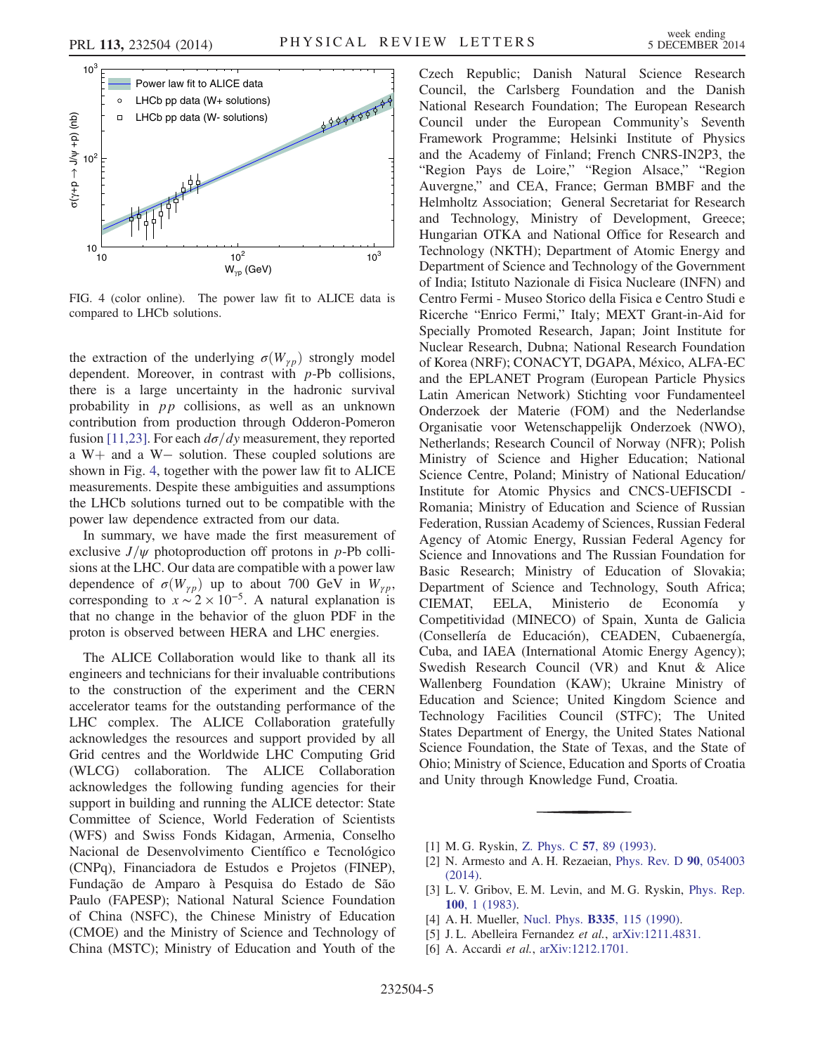Power law fit to ALICE data

LHCb pp data (W+ solutions)

LHCb pp data (W- solutions)

$\sigma(\gamma+p \rightarrow J/\psi+p)$ (nb)

$W_{\gamma p}$ (GeV)

$10$

$10^2$

$10^3$

FIG. 4 (color online). The power law fit to ALICE data is compared to LHCb solutions.

the extraction of the underlying $\sigma(W_{\gamma p})$ strongly model dependent. Moreover, in contrast with $p$-Pb collisions, there is a large uncertainty in the hadronic survival probability in $pp$ collisions, as well as an unknown contribution from production through Odderon-Pomeron fusion [11,23]. For each $d\sigma/dy$ measurement, they reported a W+ and a W− solution. These coupled solutions are shown in Fig. 4, together with the power law fit to ALICE measurements. Despite these ambiguities and assumptions the LHCb solutions turned out to be compatible with the power law dependence extracted from our data.

In summary, we have made the first measurement of exclusive $J/\psi$ photoproduction off protons in $p$-Pb collisions at the LHC. Our data are compatible with a power law dependence of $\sigma(W_{\gamma p})$ up to about 700 GeV in $W_{\gamma p}$, corresponding to $x \sim 2 \times 10^{-5}$. A natural explanation is that no change in the behavior of the gluon PDF in the proton is observed between HERA and LHC energies.

The ALICE Collaboration would like to thank all its engineers and technicians for their invaluable contributions to the construction of the experiment and the CERN accelerator teams for the outstanding performance of the LHC complex. The ALICE Collaboration gratefully acknowledges the resources and support provided by all Grid centres and the Worldwide LHC Computing Grid (WLCG) collaboration. The ALICE Collaboration acknowledges the following funding agencies for their support in building and running the ALICE detector: State Committee of Science, World Federation of Scientists (WFS) and Swiss Fonds Kidagan, Armenia, Conselho Nacional de Desenvolvimento Científico e Tecnológico (CNPq), Financiadora de Estudos e Projetos (FINEP), Fundação de Amparo à Pesquisa do Estado de São Paulo (FAPESP); National Natural Science Foundation of China (NSFC), the Chinese Ministry of Education (CMOE) and the Ministry of Science and Technology of China (MSTC); Ministry of Education and Youth of the Czech Republic; Danish Natural Science Research Council, the Carlsberg Foundation and the Danish National Research Foundation; The European Research Council under the European Community's Seventh Framework Programme; Helsinki Institute of Physics and the Academy of Finland; French CNRS-IN2P3, the "Region Pays de Loire," "Region Alsace," "Region Auvergne," and CEA, France; German BMBF and the Helmholtz Association; General Secretariat for Research and Technology, Ministry of Development, Greece; Hungarian OTKA and National Office for Research and Technology (NKTH); Department of Atomic Energy and Department of Science and Technology of the Government of India; Istituto Nazionale di Fisica Nucleare (INFN) and Centro Fermi - Museo Storico della Fisica e Centro Studi e Ricerche "Enrico Fermi," Italy; MEXT Grant-in-Aid for Specially Promoted Research, Japan; Joint Institute for Nuclear Research, Dubna; National Research Foundation of Korea (NRF); CONACYT, DGAPA, México, ALFA-EC and the EPLANET Program (European Particle Physics Latin American Network) Stichting voor Fundamenteel Onderzoek der Materie (FOM) and the Nederlandse Organisatie voor Wetenschappelijk Onderzoek (NWO), Netherlands; Research Council of Norway (NFR); Polish Ministry of Science and Higher Education; National Science Centre, Poland; Ministry of National Education/Institute for Atomic Physics and CNCS-UEFISCDI - Romania; Ministry of Education and Science of Russian Federation, Russian Academy of Sciences, Russian Federal Agency of Atomic Energy, Russian Federal Agency for Science and Innovations and The Russian Foundation for Basic Research; Ministry of Education of Slovakia; Department of Science and Technology, South Africa; CIEMAT, EELA, Ministerio de Economía y Competitividad (MINECO) of Spain, Xunta de Galicia (Consellería de Educación), CEADEN, Cubaenergía, Cuba, and IAEA (International Atomic Energy Agency); Swedish Research Council (VR) and Knut & Alice Wallenberg Foundation (KAW); Ukraine Ministry of Education and Science; United Kingdom Science and Technology Facilities Council (STFC); The United States Department of Energy, the United States National Science Foundation, the State of Texas, and the State of Ohio; Ministry of Science, Education and Sports of Croatia and Unity through Knowledge Fund, Croatia.

---

[1] M. G. Ryskin, Z. Phys. C **57**, 89 (1993).
[2] N. Armesto and A. H. Rezaeian, Phys. Rev. D **90**, 054003 (2014).
[3] L. V. Gribov, E. M. Levin, and M. G. Ryskin, Phys. Rep. **100**, 1 (1983).
[4] A. H. Mueller, Nucl. Phys. **B335**, 115 (1990).
[5] J. L. Abelleira Fernandez *et al.*, arXiv:1211.4831.
[6] A. Accardi *et al.*, arXiv:1212.1701.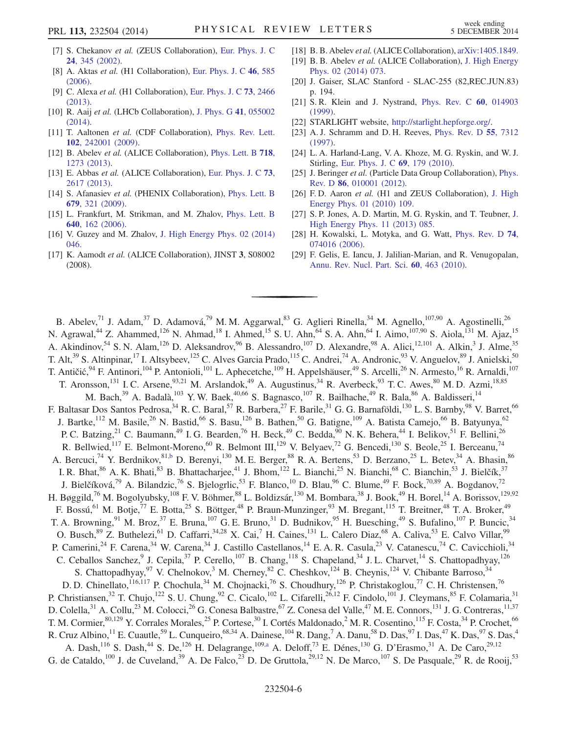[7] S. Chekanov et al. (ZEUS Collaboration), Eur. Phys. J. C 24, 345 (2002).

[8] A. Aktas et al. (H1 Collaboration), Eur. Phys. J. C 46, 585 (2006).

[9] C. Alexa et al. (H1 Collaboration), Eur. Phys. J. C 73, 2466 (2013).

[10] R. Aaij et al. (LHCb Collaboration), J. Phys. G 41, 055002 (2014).

[11] T. Aaltonen et al. (CDF Collaboration), Phys. Rev. Lett. 102, 242001 (2009).

[12] B. Abelev et al. (ALICE Collaboration), Phys. Lett. B 718, 1273 (2013).

[13] E. Abbas et al. (ALICE Collaboration), Eur. Phys. J. C 73, 2617 (2013).

[14] S. Afanasiev et al. (PHENIX Collaboration), Phys. Lett. B 679, 321 (2009).

[15] L. Frankfurt, M. Strikman, and M. Zhalov, Phys. Lett. B 640, 162 (2006).

[16] V. Guzey and M. Zhalov, J. High Energy Phys. 02 (2014) 046.

[17] K. Aamodt et al. (ALICE Collaboration), JINST 3, S08002 (2008).

[18] B. B. Abelev et al. (ALICE Collaboration), arXiv:1405.1849.

[19] B. B. Abelev et al. (ALICE Collaboration), J. High Energy Phys. 02 (2014) 073.

[20] J. Gaiser, SLAC Stanford - SLAC-255 (82,REC.JUN.83) p. 194.

[21] S. R. Klein and J. Nystrand, Phys. Rev. C 60, 014903 (1999).

[22] STARLIGHT website, http://starlight.hepforge.org/.

[23] A. J. Schramm and D. H. Reeves, Phys. Rev. D 55, 7312 (1997).

[24] L. A. Harland-Lang, V. A. Khoze, M. G. Ryskin, and W. J. Stirling, Eur. Phys. J. C 69, 179 (2010).

[25] J. Beringer et al. (Particle Data Group Collaboration), Phys. Rev. D 86, 010001 (2012).

[26] F. D. Aaron et al. (H1 and ZEUS Collaboration), J. High Energy Phys. 01 (2010) 109.

[27] S. P. Jones, A. D. Martin, M. G. Ryskin, and T. Teubner, J. High Energy Phys. 11 (2013) 085.

[28] H. Kowalski, L. Motyka, and G. Watt, Phys. Rev. D 74, 074016 (2006).

[29] F. Gelis, E. Iancu, J. Jalilian-Marian, and R. Venugopalan, Annu. Rev. Nucl. Part. Sci. 60, 463 (2010).

---

B. Abelev,[71] J. Adam,[37] D. Adamová,[79] M. M. Aggarwal,[83] G. Aglieri Rinella,[34] M. Agnello,[107,90] A. Agostinelli,[26] N. Agrawal,[44] Z. Ahammed,[126] N. Ahmad,[18] I. Ahmed,[15] S. U. Ahn,[64] S. A. Ahn,[64] I. Aimo,[107,90] S. Aiola,[131] M. Ajaz,[15] A. Akindinov,[54] S. N. Alam,[126] D. Aleksandrov,[96] B. Alessandro,[107] D. Alexandre,[98] A. Alici,[12,101] A. Alkin,[3] J. Alme,[35] T. Alt,[39] S. Altinpinar,[17] I. Altsybeev,[125] C. Alves Garcia Prado,[115] C. Andrei,[74] A. Andronic,[93] V. Anguelov,[89] J. Anielski,[50] T. Antičić,[94] F. Antinori,[104] P. Antonioli,[101] L. Aphecetche,[109] H. Appelshäuser,[49] S. Arcelli,[26] N. Armesto,[16] R. Arnaldi,[107] T. Aronsson,[131] I. C. Arsene,[93,21] M. Arslandok,[49] A. Augustinus,[34] R. Averbeck,[93] T. C. Awes,[80] M. D. Azmi,[18,85] M. Bach,[39] A. Badalà,[103] Y. W. Baek,[40,66] S. Bagnasco,[107] R. Bailhache,[49] R. Bala,[86] A. Baldisseri,[14] F. Baltasar Dos Santos Pedrosa,[34] R. C. Baral,[57] R. Barbera,[27] F. Barile,[31] G. G. Barnaföldi,[130] L. S. Barnby,[98] V. Barret,[66] J. Bartke,[112] M. Basile,[26] N. Bastid,[66] S. Basu,[126] B. Bathen,[50] G. Batigne,[109] A. Batista Camejo,[66] B. Batyunya,[62] P. C. Batzing,[21] C. Baumann,[49] I. G. Bearden,[76] H. Beck,[49] C. Bedda,[90] N. K. Behera,[44] I. Belikov,[51] F. Bellini,[26] R. Bellwied,[117] E. Belmont-Moreno,[60] R. Belmont III,[129] V. Belyaev,[72] G. Bencedi,[130] S. Beole,[25] I. Berceanu,[74] A. Bercuci,[74] Y. Berdnikov,[81,b] D. Berenyi,[130] M. E. Berger,[88] R. A. Bertens,[53] D. Berzano,[25] L. Betev,[34] A. Bhasin,[86] I. R. Bhat,[86] A. K. Bhati,[83] B. Bhattacharjee,[41] J. Bhom,[122] L. Bianchi,[25] N. Bianchi,[68] C. Bianchin,[53] J. Bielčík,[37] J. Bielčíková,[79] A. Bilandzic,[76] S. Bjelogrlic,[53] F. Blanco,[10] D. Blau,[96] C. Blume,[49] F. Bock,[70,89] A. Bogdanov,[72] H. Bøggild,[76] M. Bogolyubsky,[108] F. V. Böhmer,[88] L. Boldizsár,[130] M. Bombara,[38] J. Book,[49] H. Borel,[14] A. Borissov,[129,92] F. Bossú,[61] M. Botje,[77] E. Botta,[25] S. Böttger,[48] P. Braun-Munzinger,[93] M. Bregant,[115] T. Breitner,[48] T. A. Broker,[49] T. A. Browning,[91] M. Broz,[37] E. Bruna,[107] G. E. Bruno,[31] D. Budnikov,[95] H. Buesching,[49] S. Bufalino,[107] P. Buncic,[34] O. Busch,[89] Z. Buthelezi,[61] D. Caffarri,[34,28] X. Cai,[7] H. Caines,[131] L. Calero Diaz,[68] A. Caliva,[53] E. Calvo Villar,[99] P. Camerini,[24] F. Carena,[34] W. Carena,[34] J. Castillo Castellanos,[14] E. A. R. Casula,[23] V. Catanescu,[74] C. Cavicchioli,[34] C. Ceballos Sanchez,[9] J. Cepila,[37] P. Cerello,[107] B. Chang,[118] S. Chapeland,[34] J. L. Charvet,[14] S. Chattopadhyay,[126] S. Chattopadhyay,[97] V. Chelnokov,[3] M. Cherney,[82] C. Cheshkov,[124] B. Cheynis,[124] V. Chibante Barroso,[34] D. D. Chinellato,[116,117] P. Chochula,[34] M. Chojnacki,[76] S. Choudhury,[126] P. Christakoglou,[77] C. H. Christensen,[76] P. Christiansen,[32] T. Chujo,[122] S. U. Chung,[92] C. Cicalo,[102] L. Cifarelli,[26,12] F. Cindolo,[101] J. Cleymans,[85] F. Colamaria,[31] D. Colella,[31] A. Collu,[23] M. Colocci,[26] G. Conesa Balbastre,[67] Z. Conesa del Valle,[47] M. E. Connors,[131] J. G. Contreras,[11,37] T. M. Cormier,[80,129] Y. Corrales Morales,[25] P. Cortese,[30] I. Cortés Maldonado,[2] M. R. Cosentino,[115] F. Costa,[34] P. Crochet,[66] R. Cruz Albino,[11] E. Cuautle,[59] L. Cunqueiro,[68,34] A. Dainese,[104] R. Dang,[7] A. Danu,[58] D. Das,[97] I. Das,[47] K. Das,[97] S. Das,[4] A. Dash,[116] S. Dash,[44] S. De,[126] H. Delagrange,[109,a] A. Deloff,[73] E. Dénes,[130] G. D'Erasmo,[31] A. De Caro,[29,12] G. de Cataldo,[100] J. de Cuveland,[39] A. De Falco,[23] D. De Gruttola,[29,12] N. De Marco,[107] S. De Pasquale,[29] R. de Rooij,[53]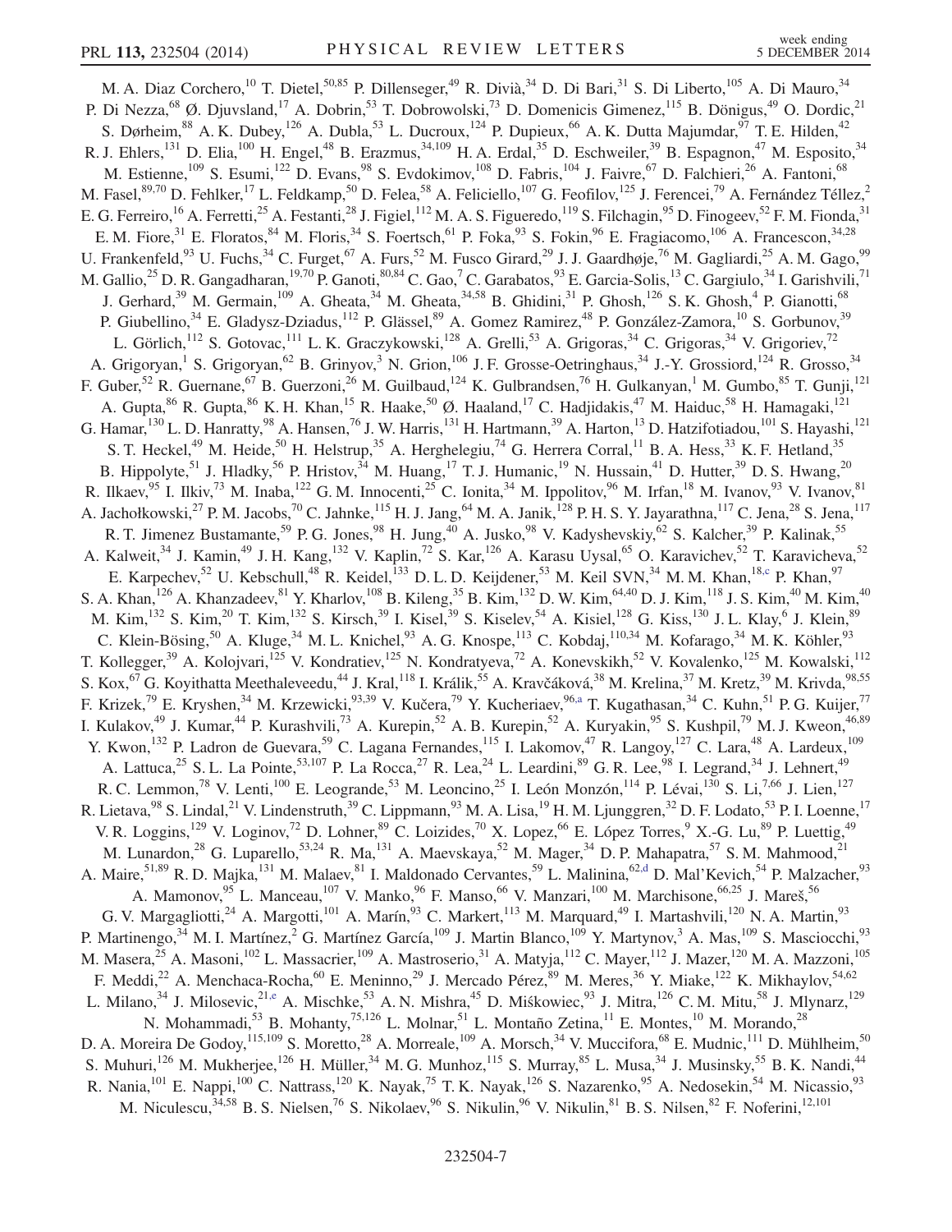M. A. Diaz Corchero,[10] T. Dietel,[50,85] P. Dillenseger,[49] R. Divià,[34] D. Di Bari,[31] S. Di Liberto,[105] A. Di Mauro,[34] P. Di Nezza,[68] Ø. Djuvsland,[17] A. Dobrin,[53] T. Dobrowolski,[73] D. Domenicis Gimenez,[115] B. Dönigus,[49] O. Dordic,[21] S. Dørheim,[88] A. K. Dubey,[126] A. Dubla,[53] L. Ducroux,[124] P. Dupieux,[66] A. K. Dutta Majumdar,[97] T. E. Hilden,[42] R. J. Ehlers,[131] D. Elia,[100] H. Engel,[48] B. Erazmus,[34,109] H. A. Erdal,[35] D. Eschweiler,[39] B. Espagnon,[47] M. Esposito,[34] M. Estienne,[109] S. Esumi,[122] D. Evans,[98] S. Evdokimov,[108] D. Fabris,[104] J. Faivre,[67] D. Falchieri,[26] A. Fantoni,[68] M. Fasel,[89,70] D. Fehlker,[17] L. Feldkamp,[50] D. Felea,[58] A. Feliciello,[107] G. Feofilov,[125] J. Ferencei,[79] A. Fernández Téllez,[2] E. G. Ferreiro,[16] A. Ferretti,[25] A. Festanti,[28] J. Figiel,[112] M. A. S. Figueredo,[119] S. Filchagin,[95] D. Finogeev,[52] F. M. Fionda,[31] E. M. Fiore,[31] E. Floratos,[84] M. Floris,[34] S. Foertsch,[61] P. Foka,[93] S. Fokin,[96] E. Fragiacomo,[106] A. Francescon,[34,28] U. Frankenfeld,[93] U. Fuchs,[34] C. Furget,[67] A. Furs,[52] M. Fusco Girard,[29] J. J. Gaardhøje,[76] M. Gagliardi,[25] A. M. Gago,[99] M. Gallio,[25] D. R. Gangadharan,[19,70] P. Ganoti,[80,84] C. Gao,[7] C. Garabatos,[93] E. Garcia-Solis,[13] C. Gargiulo,[34] I. Garishvili,[71] J. Gerhard,[39] M. Germain,[109] A. Gheata,[34] M. Gheata,[34,58] B. Ghidini,[31] P. Ghosh,[126] S. K. Ghosh,[4] P. Gianotti,[68] P. Giubellino,[34] E. Gladysz-Dziadus,[112] P. Glässel,[89] A. Gomez Ramirez,[48] P. González-Zamora,[10] S. Gorbunov,[39] L. Görlich,[112] S. Gotovac,[111] L. K. Graczykowski,[128] A. Grelli,[53] A. Grigoras,[34] C. Grigoras,[34] V. Grigoriev,[72] A. Grigoryan,[1] S. Grigoryan,[62] B. Grinyov,[3] N. Grion,[106] J. F. Grosse-Oetringhaus,[34] J.-Y. Grossiord,[124] R. Grosso,[34] F. Guber,[52] R. Guernane,[67] B. Guerzoni,[26] M. Guilbaud,[124] K. Gulbrandsen,[76] H. Gulkanyan,[1] M. Gumbo,[85] T. Gunji,[121] A. Gupta,[86] R. Gupta,[86] K. H. Khan,[15] R. Haake,[50] Ø. Haaland,[17] C. Hadjidakis,[47] M. Haiduc,[58] H. Hamagaki,[121] G. Hamar,[130] L. D. Hanratty,[98] A. Hansen,[76] J. W. Harris,[131] H. Hartmann,[39] A. Harton,[13] D. Hatzifotiadou,[101] S. Hayashi,[121] S. T. Heckel,[49] M. Heide,[50] H. Helstrup,[35] A. Herghelegiu,[74] G. Herrera Corral,[11] B. A. Hess,[33] K. F. Hetland,[35] B. Hippolyte,[51] J. Hladky,[56] P. Hristov,[34] M. Huang,[17] T. J. Humanic,[19] N. Hussain,[41] D. Hutter,[39] D. S. Hwang,[20] R. Ilkaev,[95] I. Ilkiv,[73] M. Inaba,[122] G. M. Innocenti,[25] C. Ionita,[34] M. Ippolitov,[96] M. Irfan,[18] M. Ivanov,[93] V. Ivanov,[81] A. Jachołkowski,[27] P. M. Jacobs,[70] C. Jahnke,[115] H. J. Jang,[64] M. A. Janik,[128] P. H. S. Y. Jayarathna,[117] C. Jena,[28] S. Jena,[117] R. T. Jimenez Bustamante,[59] P. G. Jones,[98] H. Jung,[40] A. Jusko,[98] V. Kadyshevskiy,[62] S. Kalcher,[39] P. Kalinak,[55] A. Kalweit,[34] J. Kamin,[49] J. H. Kang,[132] V. Kaplin,[72] S. Kar,[126] A. Karasu Uysal,[65] O. Karavichev,[52] T. Karavicheva,[52] E. Karpechev,[52] U. Kebschull,[48] R. Keidel,[133] D. L. D. Keijdener,[53] M. Keil SVN,[34] M. M. Khan,[18,c] P. Khan,[97] S. A. Khan,[126] A. Khanzadeev,[81] Y. Kharlov,[108] B. Kileng,[35] B. Kim,[132] D. W. Kim,[64,40] D. J. Kim,[118] J. S. Kim,[40] M. Kim,[40] M. Kim,[132] S. Kim,[20] T. Kim,[132] S. Kirsch,[39] I. Kisel,[39] S. Kiselev,[54] A. Kisiel,[128] G. Kiss,[130] J. L. Klay,[6] J. Klein,[89] C. Klein-Bösing,[50] A. Kluge,[34] M. L. Knichel,[93] A. G. Knospe,[113] C. Kobdaj,[110,34] M. Kofarago,[34] M. K. Köhler,[93] T. Kollegger,[39] A. Kolojvari,[125] V. Kondratiev,[125] N. Kondratyeva,[72] A. Konevskikh,[52] V. Kovalenko,[125] M. Kowalski,[112] S. Kox,[67] G. Koyithatta Meethaleveedu,[44] J. Kral,[118] I. Králik,[55] A. Kravčáková,[38] M. Krelina,[37] M. Kretz,[39] M. Krivda,[98,55] F. Krizek,[79] E. Kryshen,[34] M. Krzewicki,[93,39] V. Kučera,[79] Y. Kucheriaev,[96,a] T. Kugathasan,[34] C. Kuhn,[51] P. G. Kuijer,[77] I. Kulakov,[49] J. Kumar,[44] P. Kurashvili,[73] A. Kurepin,[52] A. B. Kurepin,[52] A. Kuryakin,[95] S. Kushpil,[79] M. J. Kweon,[46,89] Y. Kwon,[132] P. Ladron de Guevara,[59] C. Lagana Fernandes,[115] I. Lakomov,[47] R. Langoy,[127] C. Lara,[48] A. Lardeux,[109] A. Lattuca,[25] S. L. La Pointe,[53,107] P. La Rocca,[27] R. Lea,[24] L. Leardini,[89] G. R. Lee,[98] I. Legrand,[34] J. Lehnert,[49] R. C. Lemmon,[78] V. Lenti,[100] E. Leogrande,[53] M. Leoncino,[25] I. León Monzón,[114] P. Lévai,[130] S. Li,[7,66] J. Lien,[127] R. Lietava,[98] S. Lindal,[21] V. Lindenstruth,[39] C. Lippmann,[93] M. A. Lisa,[19] H. M. Ljunggren,[32] D. F. Lodato,[53] P. I. Loenne,[17] V. R. Loggins,[129] V. Loginov,[72] D. Lohner,[89] C. Loizides,[70] X. Lopez,[66] E. López Torres,[9] X.-G. Lu,[89] P. Luettig,[49] M. Lunardon,[28] G. Luparello,[53,24] R. Ma,[131] A. Maevskaya,[52] M. Mager,[34] D. P. Mahapatra,[57] S. M. Mahmood,[21] A. Maire,[51,89] R. D. Majka,[131] M. Malaev,[81] I. Maldonado Cervantes,[59] L. Malinina,[62,d] D. Mal'Kevich,[54] P. Malzacher,[93] A. Mamonov,[95] L. Manceau,[107] V. Manko,[96] F. Manso,[66] V. Manzari,[100] M. Marchisone,[66,25] J. Mareš,[56] G. V. Margagliotti,[24] A. Margotti,[101] A. Marín,[93] C. Markert,[113] M. Marquard,[49] I. Martashvili,[120] N. A. Martin,[93] P. Martinengo,[34] M. I. Martínez,[2] G. Martínez García,[109] J. Martin Blanco,[109] Y. Martynov,[3] A. Mas,[109] S. Masciocchi,[93] M. Masera,[25] A. Masoni,[102] L. Massacrier,[109] A. Mastroserio,[31] A. Matyja,[112] C. Mayer,[112] J. Mazer,[120] M. A. Mazzoni,[105] F. Meddi,[22] A. Menchaca-Rocha,[60] E. Meninno,[29] J. Mercado Pérez,[89] M. Meres,[36] Y. Miake,[122] K. Mikhaylov,[54,62] L. Milano,[34] J. Milosevic,[21,e] A. Mischke,[53] A. N. Mishra,[45] D. Miśkowiec,[93] J. Mitra,[126] C. M. Mitu,[58] J. Mlynarz,[129] N. Mohammadi,[53] B. Mohanty,[75,126] L. Molnar,[51] L. Montaño Zetina,[11] E. Montes,[10] M. Morando,[28] D. A. Moreira De Godoy,[115,109] S. Moretto,[28] A. Morreale,[109] A. Morsch,[34] V. Muccifora,[68] E. Mudnic,[111] D. Mühlheim,[50] S. Muhuri,[126] M. Mukherjee,[126] H. Müller,[34] M. G. Munhoz,[115] S. Murray,[85] L. Musa,[34] J. Musinsky,[55] B. K. Nandi,[44] R. Nania,[101] E. Nappi,[100] C. Nattrass,[120] K. Nayak,[75] T. K. Nayak,[126] S. Nazarenko,[95] A. Nedosekin,[54] M. Nicassio,[93] M. Niculescu,[34,58] B. S. Nielsen,[76] S. Nikolaev,[96] S. Nikulin,[96] V. Nikulin,[81] B. S. Nilsen,[82] F. Noferini,[12,101]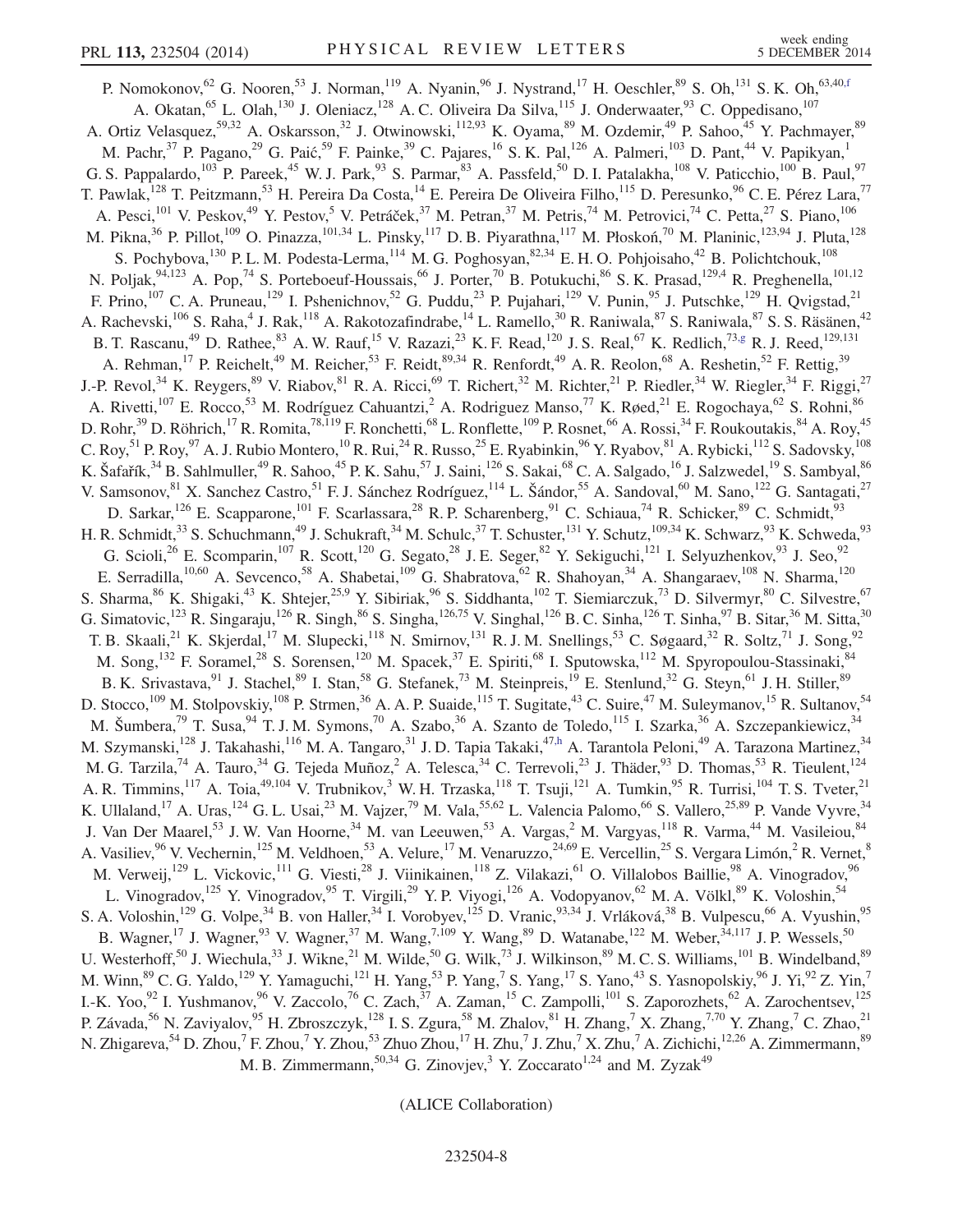P. Nomokonov,[62] G. Nooren,[53] J. Norman,[119] A. Nyanin,[96] J. Nystrand,[17] H. Oeschler,[89] S. Oh,[131] S. K. Oh,[63,40,f] A. Okatan,[65] L. Olah,[130] J. Oleniacz,[128] A. C. Oliveira Da Silva,[115] J. Onderwaater,[93] C. Oppedisano,[107] A. Ortiz Velasquez,[59,32] A. Oskarsson,[32] J. Otwinowski,[112,93] K. Oyama,[89] M. Ozdemir,[49] P. Sahoo,[45] Y. Pachmayer,[89] M. Pachr,[37] P. Pagano,[29] G. Paić,[59] F. Painke,[39] C. Pajares,[16] S. K. Pal,[126] A. Palmeri,[103] D. Pant,[44] V. Papikyan,[1] G. S. Pappalardo,[103] P. Pareek,[45] W. J. Park,[93] S. Parmar,[83] A. Passfeld,[50] D. I. Patalakha,[108] V. Paticchio,[100] B. Paul,[97] T. Pawlak,[128] T. Peitzmann,[53] H. Pereira Da Costa,[14] E. Pereira De Oliveira Filho,[115] D. Peresunko,[96] C. E. Pérez Lara,[77] A. Pesci,[101] V. Peskov,[49] Y. Pestov,[5] V. Petráček,[37] M. Petran,[37] M. Petris,[74] M. Petrovici,[74] C. Petta,[27] S. Piano,[106] M. Pikna,[36] P. Pillot,[109] O. Pinazza,[101,34] L. Pinsky,[117] D. B. Piyarathna,[117] M. Płoskoń,[70] M. Planinic,[123,94] J. Pluta,[128] S. Pochybova,[130] P. L. M. Podesta-Lerma,[114] M. G. Poghosyan,[82,34] E. H. O. Pohjoisaho,[42] B. Polichtchouk,[108] N. Poljak,[94,123] A. Pop,[74] S. Porteboeuf-Houssais,[66] J. Porter,[70] B. Potukuchi,[86] S. K. Prasad,[129,4] R. Preghenella,[101,12] F. Prino,[107] C. A. Pruneau,[129] I. Pshenichnov,[52] G. Puddu,[23] P. Pujahari,[129] V. Punin,[95] J. Putschke,[129] H. Qvigstad,[21] A. Rachevski,[106] S. Raha,[4] J. Rak,[118] A. Rakotozafindrabe,[14] L. Ramello,[30] R. Raniwala,[87] S. Raniwala,[87] S. S. Räsänen,[42] B. T. Rascanu,[49] D. Rathee,[83] A. W. Rauf,[15] V. Razazi,[23] K. F. Read,[120] J. S. Real,[67] K. Redlich,[73,g] R. J. Reed,[129,131] A. Rehman,[17] P. Reichelt,[49] M. Reicher,[53] F. Reidt,[89,34] R. Renfordt,[49] A. R. Reolon,[68] A. Reshetin,[52] F. Rettig,[39] J.-P. Revol,[34] K. Reygers,[89] V. Riabov,[81] R. A. Ricci,[69] T. Richert,[32] M. Richter,[21] P. Riedler,[34] W. Riegler,[34] F. Riggi,[27] A. Rivetti,[107] E. Rocco,[53] M. Rodríguez Cahuantzi,[2] A. Rodriguez Manso,[77] K. Røed,[21] E. Rogochaya,[62] S. Rohni,[86] D. Rohr,[39] D. Röhrich,[17] R. Romita,[78,119] F. Ronchetti,[68] L. Ronflette,[109] P. Rosnet,[66] A. Rossi,[34] F. Roukoutakis,[84] A. Roy,[45] C. Roy,[51] P. Roy,[97] A. J. Rubio Montero,[10] R. Rui,[24] R. Russo,[25] E. Ryabinkin,[96] Y. Ryabov,[81] A. Rybicki,[112] S. Sadovsky,[108] K. Šafařík,[34] B. Sahlmuller,[49] R. Sahoo,[45] P. K. Sahu,[57] J. Saini,[126] S. Sakai,[68] C. A. Salgado,[16] J. Salzwedel,[19] S. Sambyal,[86] V. Samsonov,[81] X. Sanchez Castro,[51] F. J. Sánchez Rodríguez,[114] L. Šándor,[55] A. Sandoval,[60] M. Sano,[122] G. Santagati,[27] D. Sarkar,[126] E. Scapparone,[101] F. Scarlassara,[28] R. P. Scharenberg,[91] C. Schiaua,[74] R. Schicker,[89] C. Schmidt,[93] H. R. Schmidt,[33] S. Schuchmann,[49] J. Schukraft,[34] M. Schulc,[37] T. Schuster,[131] Y. Schutz,[109,34] K. Schwarz,[93] K. Schweda,[93] G. Scioli,[26] E. Scomparin,[107] R. Scott,[120] G. Segato,[28] J. E. Seger,[82] Y. Sekiguchi,[121] I. Selyuzhenkov,[93] J. Seo,[92] E. Serradilla,[10,60] A. Sevcenco,[58] A. Shabetai,[109] G. Shabratova,[62] R. Shahoyan,[34] A. Shangaraev,[108] N. Sharma,[120] S. Sharma,[86] K. Shigaki,[43] K. Shtejer,[25,9] Y. Sibiriak,[96] S. Siddhanta,[102] T. Siemiarczuk,[73] D. Silvermyr,[80] C. Silvestre,[67] G. Simatovic,[123] R. Singaraju,[126] R. Singh,[86] S. Singha,[126,75] V. Singhal,[126] B. C. Sinha,[126] T. Sinha,[97] B. Sitar,[36] M. Sitta,[30] T. B. Skaali,[21] K. Skjerdal,[17] M. Slupecki,[118] N. Smirnov,[131] R. J. M. Snellings,[53] C. Søgaard,[32] R. Soltz,[71] J. Song,[92] M. Song,[132] F. Soramel,[28] S. Sorensen,[120] M. Spacek,[37] E. Spiriti,[68] I. Sputowska,[112] M. Spyropoulou-Stassinaki,[84] B. K. Srivastava,[91] J. Stachel,[89] I. Stan,[58] G. Stefanek,[73] M. Steinpreis,[19] E. Stenlund,[32] G. Steyn,[61] J. H. Stiller,[89] D. Stocco,[109] M. Stolpovskiy,[108] P. Strmen,[36] A. A. P. Suaide,[115] T. Sugitate,[43] C. Suire,[47] M. Suleymanov,[15] R. Sultanov,[54] M. Šumbera,[79] T. Susa,[94] T. J. M. Symons,[70] A. Szabo,[36] A. Szanto de Toledo,[115] I. Szarka,[36] A. Szczepankiewicz,[34] M. Szymanski,[128] J. Takahashi,[116] M. A. Tangaro,[31] J. D. Tapia Takaki,[47,h] A. Tarantola Peloni,[49] A. Tarazona Martinez,[34] M. G. Tarzila,[74] A. Tauro,[34] G. Tejeda Muñoz,[2] A. Telesca,[34] C. Terrevoli,[23] J. Thäder,[93] D. Thomas,[53] R. Tieulent,[124] A. R. Timmins,[117] A. Toia,[49,104] V. Trubnikov,[3] W. H. Trzaska,[118] T. Tsuji,[121] A. Tumkin,[95] R. Turrisi,[104] T. S. Tveter,[21] K. Ullaland,[17] A. Uras,[124] G. L. Usai,[23] M. Vajzer,[79] M. Vala,[55,62] L. Valencia Palomo,[66] S. Vallero,[25,89] P. Vande Vyvre,[34] J. Van Der Maarel,[53] J. W. Van Hoorne,[34] M. van Leeuwen,[53] A. Vargas,[2] M. Vargyas,[118] R. Varma,[44] M. Vasileiou,[84] A. Vasiliev,[96] V. Vechernin,[125] M. Veldhoen,[53] A. Velure,[17] M. Venaruzzo,[24,69] E. Vercellin,[25] S. Vergara Limón,[2] R. Vernet,[8] M. Verweij,[129] L. Vickovic,[111] G. Viesti,[28] J. Viinikainen,[118] Z. Vilakazi,[61] O. Villalobos Baillie,[98] A. Vinogradov,[96] L. Vinogradov,[125] Y. Vinogradov,[95] T. Virgili,[29] Y. P. Viyogi,[126] A. Vodopyanov,[62] M. A. Völkl,[89] K. Voloshin,[54] S. A. Voloshin,[129] G. Volpe,[34] B. von Haller,[34] I. Vorobyev,[125] D. Vranic,[93,34] J. Vrláková,[38] B. Vulpescu,[66] A. Vyushin,[95] B. Wagner,[17] J. Wagner,[93] V. Wagner,[37] M. Wang,[7,109] Y. Wang,[89] D. Watanabe,[122] M. Weber,[34,117] J. P. Wessels,[50] U. Westerhoff,[50] J. Wiechula,[33] J. Wikne,[21] M. Wilde,[50] G. Wilk,[73] J. Wilkinson,[89] M. C. S. Williams,[101] B. Windelband,[89] M. Winn,[89] C. G. Yaldo,[129] Y. Yamaguchi,[121] H. Yang,[53] P. Yang,[7] S. Yang,[17] S. Yano,[43] S. Yasnopolskiy,[96] J. Yi,[92] Z. Yin,[7] I.-K. Yoo,[92] I. Yushmanov,[96] V. Zaccolo,[76] C. Zach,[37] A. Zaman,[15] C. Zampolli,[101] S. Zaporozhets,[62] A. Zarochentsev,[125] P. Závada,[56] N. Zaviyalov,[95] H. Zbroszczyk,[128] I. S. Zgura,[58] M. Zhalov,[81] H. Zhang,[7] X. Zhang,[7,70] Y. Zhang,[7] C. Zhao,[21] N. Zhigareva,[54] D. Zhou,[7] F. Zhou,[7] Y. Zhou,[53] Zhuo Zhou,[17] H. Zhu,[7] J. Zhu,[7] X. Zhu,[7] A. Zichichi,[12,26] A. Zimmermann,[89] M. B. Zimmermann,[50,34] G. Zinovjev,[3] Y. Zoccarato[1,24] and M. Zyzak[49]

(ALICE Collaboration)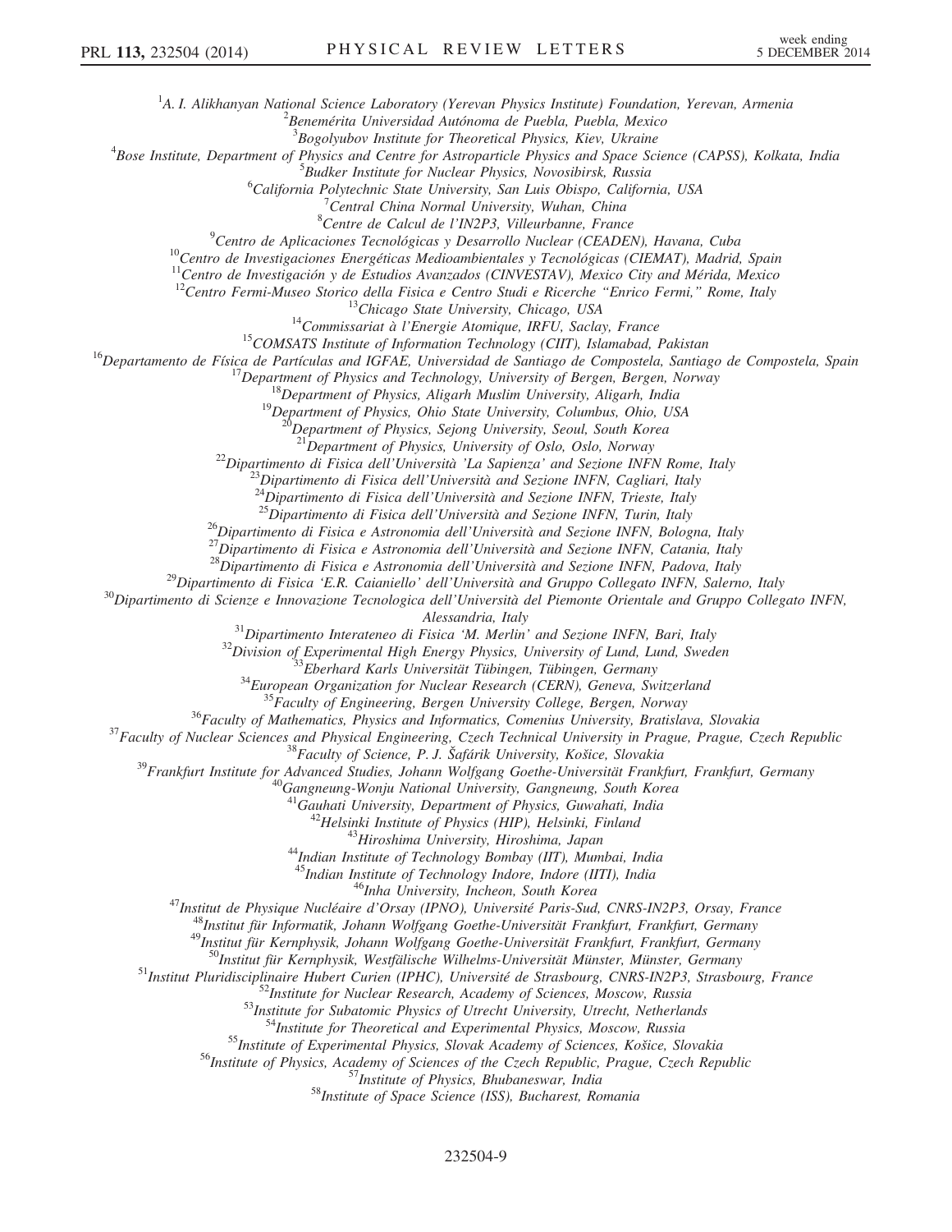[1]A. I. Alikhanyan National Science Laboratory (Yerevan Physics Institute) Foundation, Yerevan, Armenia
[2]Benemérita Universidad Autónoma de Puebla, Puebla, Mexico
[3]Bogolyubov Institute for Theoretical Physics, Kiev, Ukraine
[4]Bose Institute, Department of Physics and Centre for Astroparticle Physics and Space Science (CAPSS), Kolkata, India
[5]Budker Institute for Nuclear Physics, Novosibirsk, Russia
[6]California Polytechnic State University, San Luis Obispo, California, USA
[7]Central China Normal University, Wuhan, China
[8]Centre de Calcul de l'IN2P3, Villeurbanne, France
[9]Centro de Aplicaciones Tecnológicas y Desarrollo Nuclear (CEADEN), Havana, Cuba
[10]Centro de Investigaciones Energéticas Medioambientales y Tecnológicas (CIEMAT), Madrid, Spain
[11]Centro de Investigación y de Estudios Avanzados (CINVESTAV), Mexico City and Mérida, Mexico
[12]Centro Fermi-Museo Storico della Fisica e Centro Studi e Ricerche "Enrico Fermi," Rome, Italy
[13]Chicago State University, Chicago, USA
[14]Commissariat à l'Energie Atomique, IRFU, Saclay, France
[15]COMSATS Institute of Information Technology (CIIT), Islamabad, Pakistan
[16]Departamento de Física de Partículas and IGFAE, Universidad de Santiago de Compostela, Santiago de Compostela, Spain
[17]Department of Physics and Technology, University of Bergen, Bergen, Norway
[18]Department of Physics, Aligarh Muslim University, Aligarh, India
[19]Department of Physics, Ohio State University, Columbus, Ohio, USA
[20]Department of Physics, Sejong University, Seoul, South Korea
[21]Department of Physics, University of Oslo, Oslo, Norway
[22]Dipartimento di Fisica dell'Università 'La Sapienza' and Sezione INFN Rome, Italy
[23]Dipartimento di Fisica dell'Università and Sezione INFN, Cagliari, Italy
[24]Dipartimento di Fisica dell'Università and Sezione INFN, Trieste, Italy
[25]Dipartimento di Fisica dell'Università and Sezione INFN, Turin, Italy
[26]Dipartimento di Fisica e Astronomia dell'Università and Sezione INFN, Bologna, Italy
[27]Dipartimento di Fisica e Astronomia dell'Università and Sezione INFN, Catania, Italy
[28]Dipartimento di Fisica e Astronomia dell'Università and Sezione INFN, Padova, Italy
[29]Dipartimento di Fisica 'E.R. Caianiello' dell'Università and Gruppo Collegato INFN, Salerno, Italy
[30]Dipartimento di Scienze e Innovazione Tecnologica dell'Università del Piemonte Orientale and Gruppo Collegato INFN, Alessandria, Italy
[31]Dipartimento Interateneo di Fisica 'M. Merlin' and Sezione INFN, Bari, Italy
[32]Division of Experimental High Energy Physics, University of Lund, Lund, Sweden
[33]Eberhard Karls Universität Tübingen, Tübingen, Germany
[34]European Organization for Nuclear Research (CERN), Geneva, Switzerland
[35]Faculty of Engineering, Bergen University College, Bergen, Norway
[36]Faculty of Mathematics, Physics and Informatics, Comenius University, Bratislava, Slovakia
[37]Faculty of Nuclear Sciences and Physical Engineering, Czech Technical University in Prague, Prague, Czech Republic
[38]Faculty of Science, P. J. Šafárik University, Košice, Slovakia
[39]Frankfurt Institute for Advanced Studies, Johann Wolfgang Goethe-Universität Frankfurt, Frankfurt, Germany
[40]Gangneung-Wonju National University, Gangneung, South Korea
[41]Gauhati University, Department of Physics, Guwahati, India
[42]Helsinki Institute of Physics (HIP), Helsinki, Finland
[43]Hiroshima University, Hiroshima, Japan
[44]Indian Institute of Technology Bombay (IIT), Mumbai, India
[45]Indian Institute of Technology Indore, Indore (IITI), India
[46]Inha University, Incheon, South Korea
[47]Institut de Physique Nucléaire d'Orsay (IPNO), Université Paris-Sud, CNRS-IN2P3, Orsay, France
[48]Institut für Informatik, Johann Wolfgang Goethe-Universität Frankfurt, Frankfurt, Germany
[49]Institut für Kernphysik, Johann Wolfgang Goethe-Universität Frankfurt, Frankfurt, Germany
[50]Institut für Kernphysik, Westfälische Wilhelms-Universität Münster, Münster, Germany
[51]Institut Pluridisciplinaire Hubert Curien (IPHC), Université de Strasbourg, CNRS-IN2P3, Strasbourg, France
[52]Institute for Nuclear Research, Academy of Sciences, Moscow, Russia
[53]Institute for Subatomic Physics of Utrecht University, Utrecht, Netherlands
[54]Institute for Theoretical and Experimental Physics, Moscow, Russia
[55]Institute of Experimental Physics, Slovak Academy of Sciences, Košice, Slovakia
[56]Institute of Physics, Academy of Sciences of the Czech Republic, Prague, Czech Republic
[57]Institute of Physics, Bhubaneswar, India
[58]Institute of Space Science (ISS), Bucharest, Romania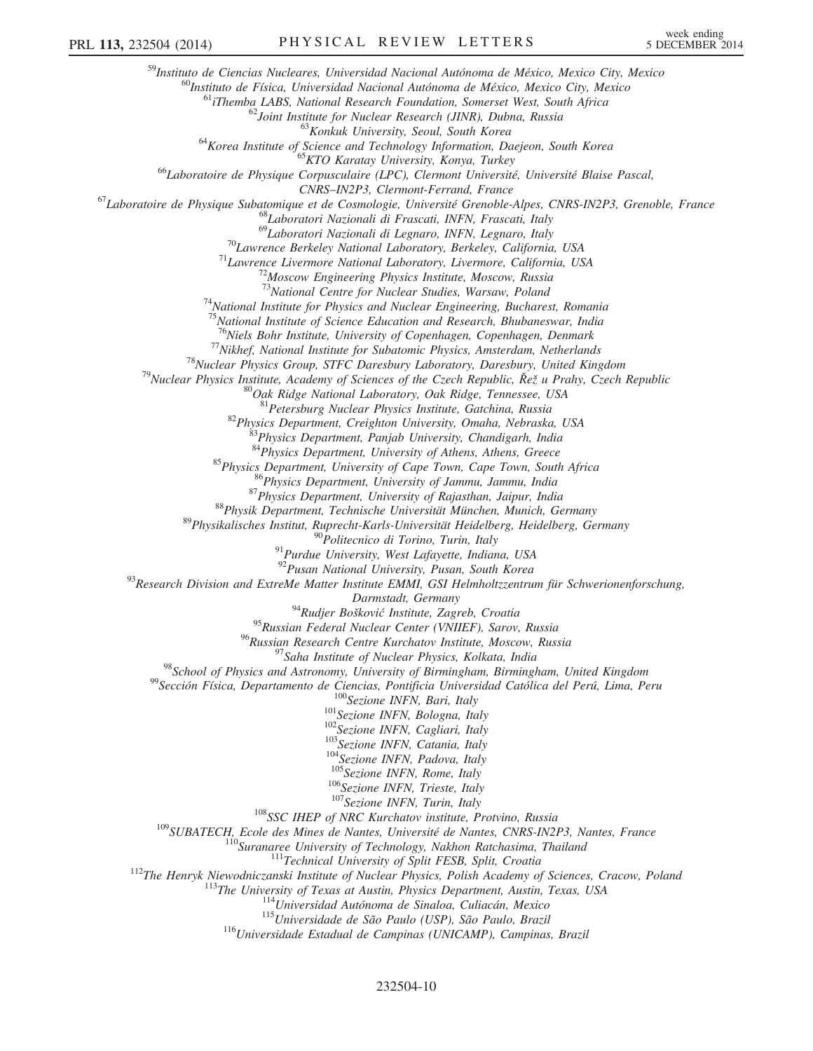[59]Instituto de Ciencias Nucleares, Universidad Nacional Autónoma de México, Mexico City, Mexico
[60]Instituto de Física, Universidad Nacional Autónoma de México, Mexico City, Mexico
[61]iThemba LABS, National Research Foundation, Somerset West, South Africa
[62]Joint Institute for Nuclear Research (JINR), Dubna, Russia
[63]Konkuk University, Seoul, South Korea
[64]Korea Institute of Science and Technology Information, Daejeon, South Korea
[65]KTO Karatay University, Konya, Turkey
[66]Laboratoire de Physique Corpusculaire (LPC), Clermont Université, Université Blaise Pascal, CNRS–IN2P3, Clermont-Ferrand, France
[67]Laboratoire de Physique Subatomique et de Cosmologie, Université Grenoble-Alpes, CNRS-IN2P3, Grenoble, France
[68]Laboratori Nazionali di Frascati, INFN, Frascati, Italy
[69]Laboratori Nazionali di Legnaro, INFN, Legnaro, Italy
[70]Lawrence Berkeley National Laboratory, Berkeley, California, USA
[71]Lawrence Livermore National Laboratory, Livermore, California, USA
[72]Moscow Engineering Physics Institute, Moscow, Russia
[73]National Centre for Nuclear Studies, Warsaw, Poland
[74]National Institute for Physics and Nuclear Engineering, Bucharest, Romania
[75]National Institute of Science Education and Research, Bhubaneswar, India
[76]Niels Bohr Institute, University of Copenhagen, Copenhagen, Denmark
[77]Nikhef, National Institute for Subatomic Physics, Amsterdam, Netherlands
[78]Nuclear Physics Group, STFC Daresbury Laboratory, Daresbury, United Kingdom
[79]Nuclear Physics Institute, Academy of Sciences of the Czech Republic, Řež u Prahy, Czech Republic
[80]Oak Ridge National Laboratory, Oak Ridge, Tennessee, USA
[81]Petersburg Nuclear Physics Institute, Gatchina, Russia
[82]Physics Department, Creighton University, Omaha, Nebraska, USA
[83]Physics Department, Panjab University, Chandigarh, India
[84]Physics Department, University of Athens, Athens, Greece
[85]Physics Department, University of Cape Town, Cape Town, South Africa
[86]Physics Department, University of Jammu, Jammu, India
[87]Physics Department, University of Rajasthan, Jaipur, India
[88]Physik Department, Technische Universität München, Munich, Germany
[89]Physikalisches Institut, Ruprecht-Karls-Universität Heidelberg, Heidelberg, Germany
[90]Politecnico di Torino, Turin, Italy
[91]Purdue University, West Lafayette, Indiana, USA
[92]Pusan National University, Pusan, South Korea
[93]Research Division and ExtreMe Matter Institute EMMI, GSI Helmholtzzentrum für Schwerionenforschung, Darmstadt, Germany
[94]Rudjer Bošković Institute, Zagreb, Croatia
[95]Russian Federal Nuclear Center (VNIIEF), Sarov, Russia
[96]Russian Research Centre Kurchatov Institute, Moscow, Russia
[97]Saha Institute of Nuclear Physics, Kolkata, India
[98]School of Physics and Astronomy, University of Birmingham, Birmingham, United Kingdom
[99]Sección Física, Departamento de Ciencias, Pontificia Universidad Católica del Perú, Lima, Peru
[100]Sezione INFN, Bari, Italy
[101]Sezione INFN, Bologna, Italy
[102]Sezione INFN, Cagliari, Italy
[103]Sezione INFN, Catania, Italy
[104]Sezione INFN, Padova, Italy
[105]Sezione INFN, Rome, Italy
[106]Sezione INFN, Trieste, Italy
[107]Sezione INFN, Turin, Italy
[108]SSC IHEP of NRC Kurchatov institute, Protvino, Russia
[109]SUBATECH, Ecole des Mines de Nantes, Université de Nantes, CNRS-IN2P3, Nantes, France
[110]Suranaree University of Technology, Nakhon Ratchasima, Thailand
[111]Technical University of Split FESB, Split, Croatia
[112]The Henryk Niewodniczanski Institute of Nuclear Physics, Polish Academy of Sciences, Cracow, Poland
[113]The University of Texas at Austin, Physics Department, Austin, Texas, USA
[114]Universidad Autónoma de Sinaloa, Culiacán, Mexico
[115]Universidade de São Paulo (USP), São Paulo, Brazil
[116]Universidade Estadual de Campinas (UNICAMP), Campinas, Brazil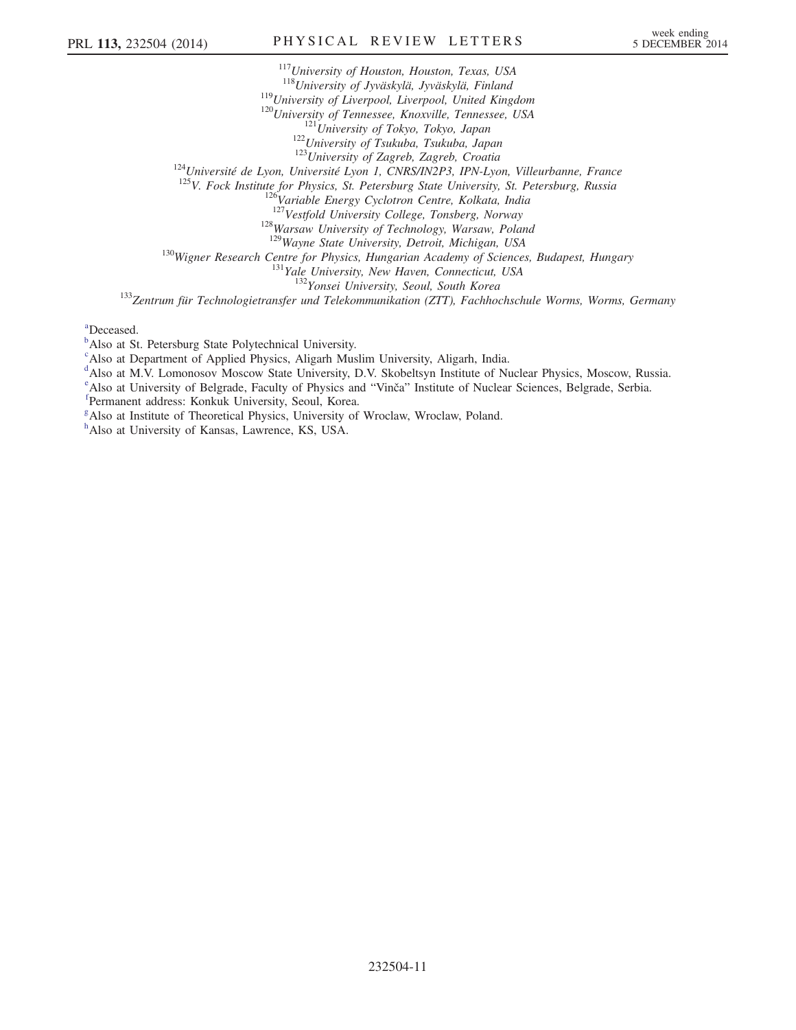[117]*University of Houston, Houston, Texas, USA*

[118]*University of Jyväskylä, Jyväskylä, Finland*

[119]*University of Liverpool, Liverpool, United Kingdom*

[120]*University of Tennessee, Knoxville, Tennessee, USA*

[121]*University of Tokyo, Tokyo, Japan*

[122]*University of Tsukuba, Tsukuba, Japan*

[123]*University of Zagreb, Zagreb, Croatia*

[124]*Université de Lyon, Université Lyon 1, CNRS/IN2P3, IPN-Lyon, Villeurbanne, France*

[125]*V. Fock Institute for Physics, St. Petersburg State University, St. Petersburg, Russia*

[126]*Variable Energy Cyclotron Centre, Kolkata, India*

[127]*Vestfold University College, Tonsberg, Norway*

[128]*Warsaw University of Technology, Warsaw, Poland*

[129]*Wayne State University, Detroit, Michigan, USA*

[130]*Wigner Research Centre for Physics, Hungarian Academy of Sciences, Budapest, Hungary*

[131]*Yale University, New Haven, Connecticut, USA*

[132]*Yonsei University, Seoul, South Korea*

[133]*Zentrum für Technologietransfer und Telekommunikation (ZTT), Fachhochschule Worms, Worms, Germany*

[a]Deceased.

[b]Also at St. Petersburg State Polytechnical University.

[c]Also at Department of Applied Physics, Aligarh Muslim University, Aligarh, India.

[d]Also at M.V. Lomonosov Moscow State University, D.V. Skobeltsyn Institute of Nuclear Physics, Moscow, Russia.

[e]Also at University of Belgrade, Faculty of Physics and "Vinča" Institute of Nuclear Sciences, Belgrade, Serbia.

[f]Permanent address: Konkuk University, Seoul, Korea.

[g]Also at Institute of Theoretical Physics, University of Wroclaw, Wroclaw, Poland.

[h]Also at University of Kansas, Lawrence, KS, USA.